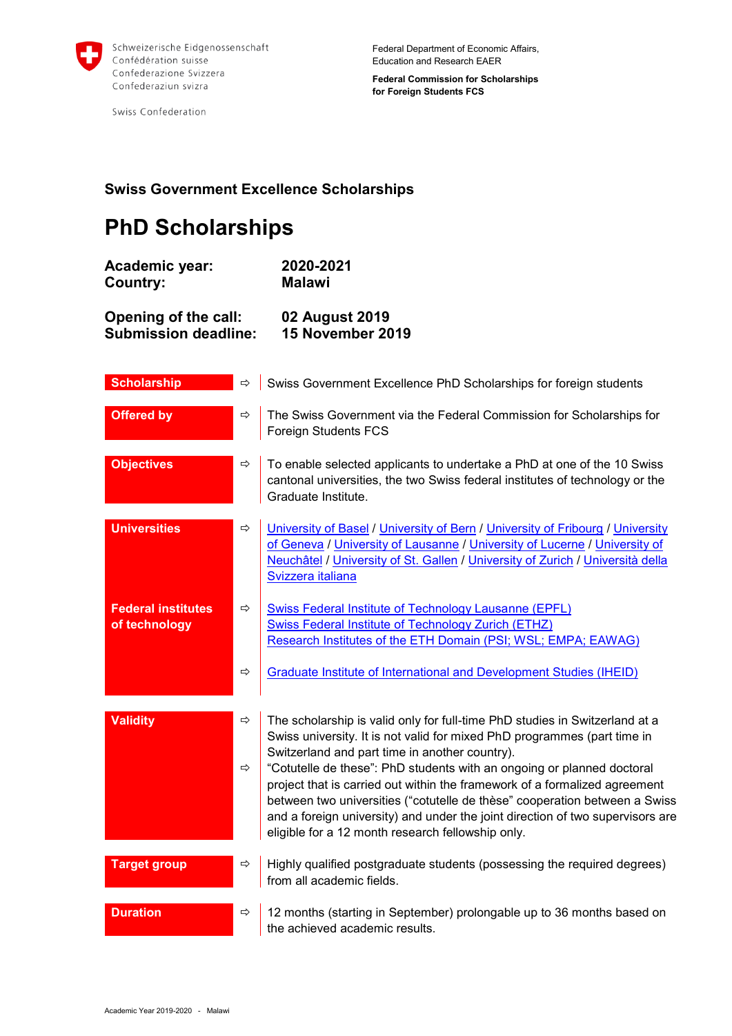Schweizerische Eidgenossenschaft
Confédération suisse
Confederazione Svizzera
Confederaziun svizra

Swiss Confederation

Federal Department of Economic Affairs, Education and Research EAER

**Federal Commission for Scholarships for Foreign Students FCS**

## Swiss Government Excellence Scholarships

# PhD Scholarships

**Academic year:** 2020-2021
**Country:** Malawi

**Opening of the call:** 02 August 2019
**Submission deadline:** 15 November 2019

| | |
|---|---|
| **Scholarship** | ⇨ Swiss Government Excellence PhD Scholarships for foreign students |
| **Offered by** | ⇨ The Swiss Government via the Federal Commission for Scholarships for Foreign Students FCS |
| **Objectives** | ⇨ To enable selected applicants to undertake a PhD at one of the 10 Swiss cantonal universities, the two Swiss federal institutes of technology or the Graduate Institute. |
| **Universities** | ⇨ University of Basel / University of Bern / University of Fribourg / University of Geneva / University of Lausanne / University of Lucerne / University of Neuchâtel / University of St. Gallen / University of Zurich / Università della Svizzera italiana |
| **Federal institutes of technology** | ⇨ Swiss Federal Institute of Technology Lausanne (EPFL)<br>Swiss Federal Institute of Technology Zurich (ETHZ)<br>Research Institutes of the ETH Domain (PSI; WSL; EMPA; EAWAG)<br><br>⇨ Graduate Institute of International and Development Studies (IHEID) |
| **Validity** | ⇨ The scholarship is valid only for full-time PhD studies in Switzerland at a Swiss university. It is not valid for mixed PhD programmes (part time in Switzerland and part time in another country).<br>⇨ "Cotutelle de these": PhD students with an ongoing or planned doctoral project that is carried out within the framework of a formalized agreement between two universities ("cotutelle de thèse" cooperation between a Swiss and a foreign university) and under the joint direction of two supervisors are eligible for a 12 month research fellowship only. |
| **Target group** | ⇨ Highly qualified postgraduate students (possessing the required degrees) from all academic fields. |
| **Duration** | ⇨ 12 months (starting in September) prolongable up to 36 months based on the achieved academic results. |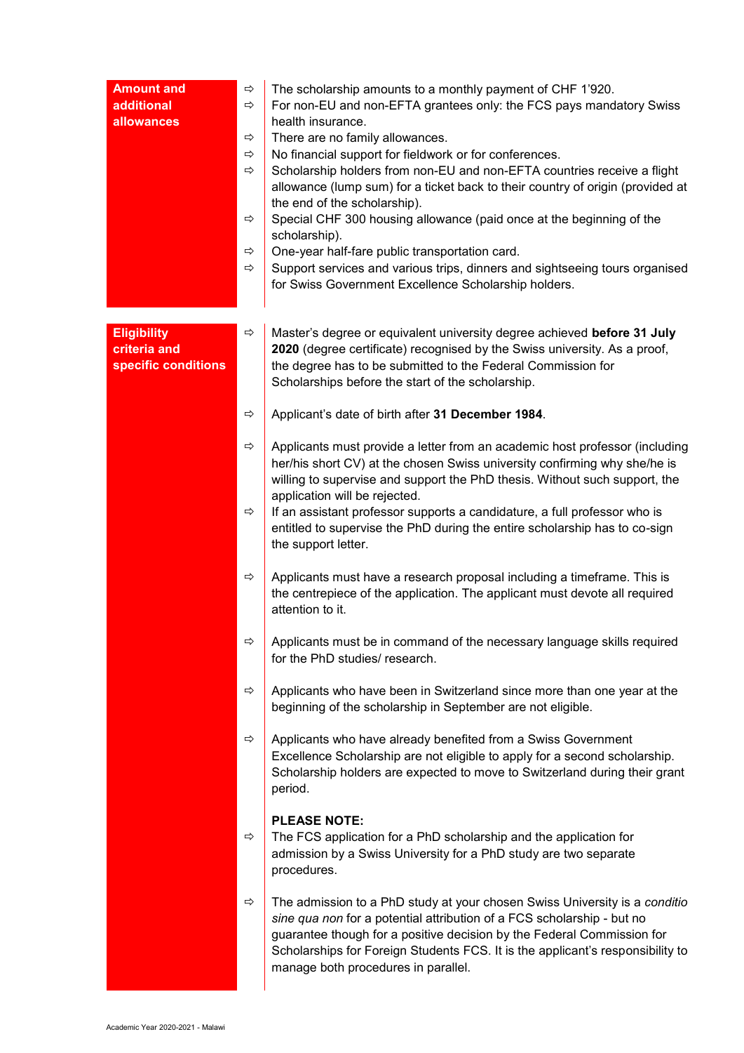## Amount and additional allowances

- The scholarship amounts to a monthly payment of CHF 1'920.
- For non-EU and non-EFTA grantees only: the FCS pays mandatory Swiss health insurance.
- There are no family allowances.
- No financial support for fieldwork or for conferences.
- Scholarship holders from non-EU and non-EFTA countries receive a flight allowance (lump sum) for a ticket back to their country of origin (provided at the end of the scholarship).
- Special CHF 300 housing allowance (paid once at the beginning of the scholarship).
- One-year half-fare public transportation card.
- Support services and various trips, dinners and sightseeing tours organised for Swiss Government Excellence Scholarship holders.

## Eligibility criteria and specific conditions

- Master's degree or equivalent university degree achieved **before 31 July 2020** (degree certificate) recognised by the Swiss university. As a proof, the degree has to be submitted to the Federal Commission for Scholarships before the start of the scholarship.

- Applicant's date of birth after **31 December 1984**.

- Applicants must provide a letter from an academic host professor (including her/his short CV) at the chosen Swiss university confirming why she/he is willing to supervise and support the PhD thesis. Without such support, the application will be rejected.
- If an assistant professor supports a candidature, a full professor who is entitled to supervise the PhD during the entire scholarship has to co-sign the support letter.

- Applicants must have a research proposal including a timeframe. This is the centrepiece of the application. The applicant must devote all required attention to it.

- Applicants must be in command of the necessary language skills required for the PhD studies/ research.

- Applicants who have been in Switzerland since more than one year at the beginning of the scholarship in September are not eligible.

- Applicants who have already benefited from a Swiss Government Excellence Scholarship are not eligible to apply for a second scholarship. Scholarship holders are expected to move to Switzerland during their grant period.

**PLEASE NOTE:**

- The FCS application for a PhD scholarship and the application for admission by a Swiss University for a PhD study are two separate procedures.

- The admission to a PhD study at your chosen Swiss University is a *conditio sine qua non* for a potential attribution of a FCS scholarship - but no guarantee though for a positive decision by the Federal Commission for Scholarships for Foreign Students FCS. It is the applicant's responsibility to manage both procedures in parallel.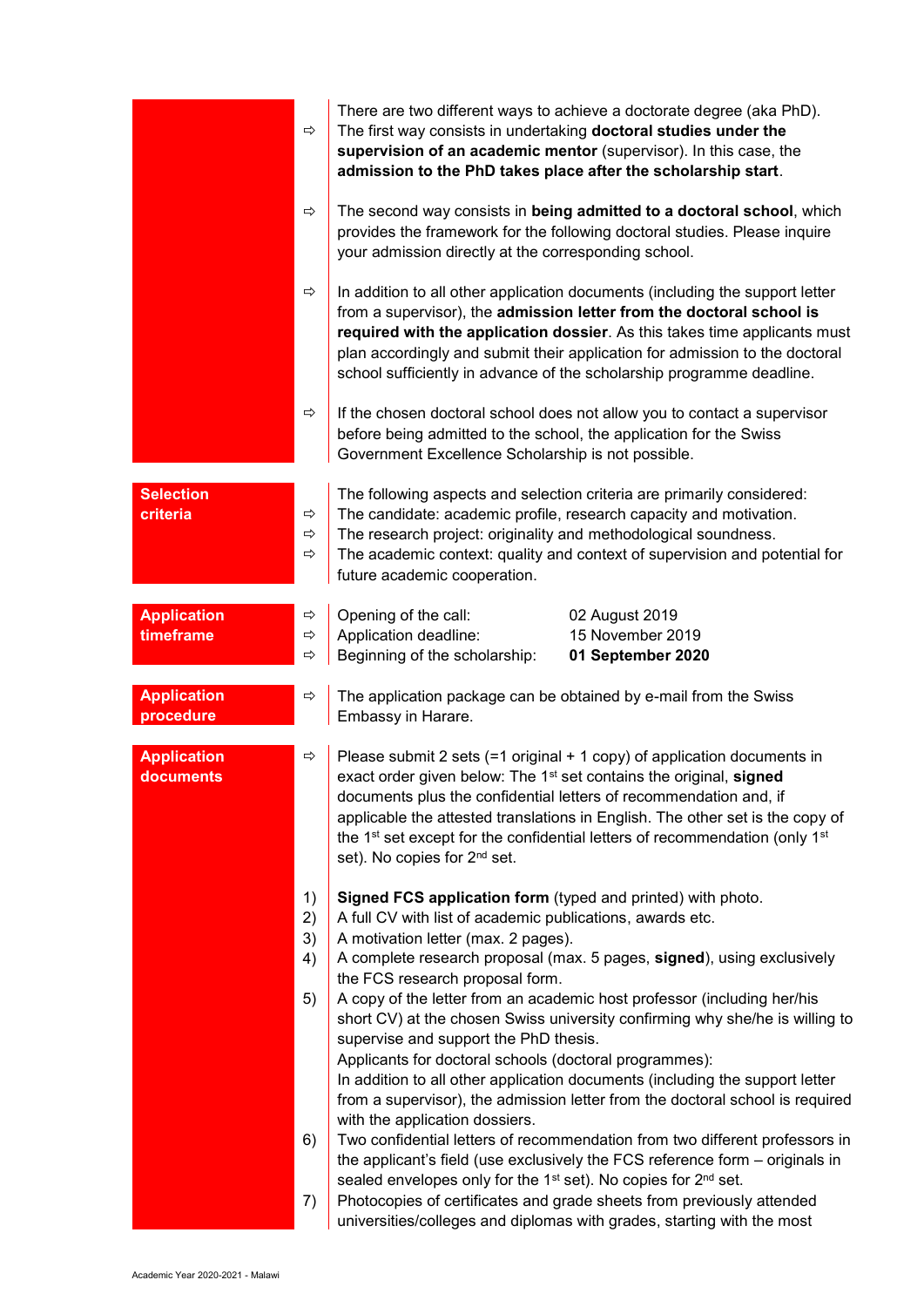- There are two different ways to achieve a doctorate degree (aka PhD). The first way consists in undertaking **doctoral studies under the supervision of an academic mentor** (supervisor). In this case, the **admission to the PhD takes place after the scholarship start**.
- The second way consists in **being admitted to a doctoral school**, which provides the framework for the following doctoral studies. Please inquire your admission directly at the corresponding school.
- In addition to all other application documents (including the support letter from a supervisor), the **admission letter from the doctoral school is required with the application dossier**. As this takes time applicants must plan accordingly and submit their application for admission to the doctoral school sufficiently in advance of the scholarship programme deadline.
- If the chosen doctoral school does not allow you to contact a supervisor before being admitted to the school, the application for the Swiss Government Excellence Scholarship is not possible.

## Selection criteria

The following aspects and selection criteria are primarily considered:

- The candidate: academic profile, research capacity and motivation.
- The research project: originality and methodological soundness.
- The academic context: quality and context of supervision and potential for future academic cooperation.

## Application timeframe

- Opening of the call: 02 August 2019
- Application deadline: 15 November 2019
- Beginning of the scholarship: **01 September 2020**

## Application procedure

- The application package can be obtained by e-mail from the Swiss Embassy in Harare.

## Application documents

- Please submit 2 sets (=1 original + 1 copy) of application documents in exact order given below: The 1st set contains the original, **signed** documents plus the confidential letters of recommendation and, if applicable the attested translations in English. The other set is the copy of the 1st set except for the confidential letters of recommendation (only 1st set). No copies for 2nd set.

1) **Signed FCS application form** (typed and printed) with photo.
2) A full CV with list of academic publications, awards etc.
3) A motivation letter (max. 2 pages).
4) A complete research proposal (max. 5 pages, **signed**), using exclusively the FCS research proposal form.
5) A copy of the letter from an academic host professor (including her/his short CV) at the chosen Swiss university confirming why she/he is willing to supervise and support the PhD thesis.
   Applicants for doctoral schools (doctoral programmes):
   In addition to all other application documents (including the support letter from a supervisor), the admission letter from the doctoral school is required with the application dossiers.
6) Two confidential letters of recommendation from two different professors in the applicant's field (use exclusively the FCS reference form – originals in sealed envelopes only for the 1st set). No copies for 2nd set.
7) Photocopies of certificates and grade sheets from previously attended universities/colleges and diplomas with grades, starting with the most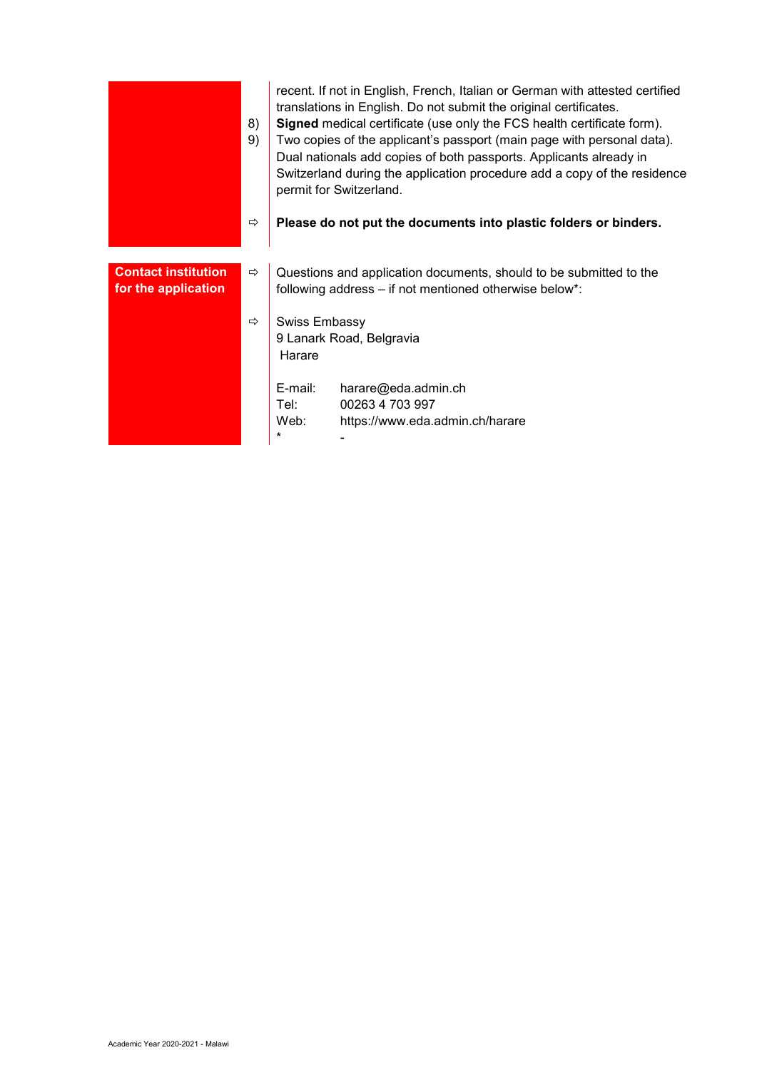recent. If not in English, French, Italian or German with attested certified translations in English. Do not submit the original certificates.

8) **Signed** medical certificate (use only the FCS health certificate form).

9) Two copies of the applicant's passport (main page with personal data). Dual nationals add copies of both passports. Applicants already in Switzerland during the application procedure add a copy of the residence permit for Switzerland.

⇨ **Please do not put the documents into plastic folders or binders.**

**Contact institution for the application**

⇨ Questions and application documents, should to be submitted to the following address – if not mentioned otherwise below*:

⇨ Swiss Embassy
9 Lanark Road, Belgravia
Harare

| | |
|---|---|
| E-mail: | harare@eda.admin.ch |
| Tel: | 00263 4 703 997 |
| Web: | https://www.eda.admin.ch/harare |
| * | - |

Academic Year 2020-2021 - Malawi